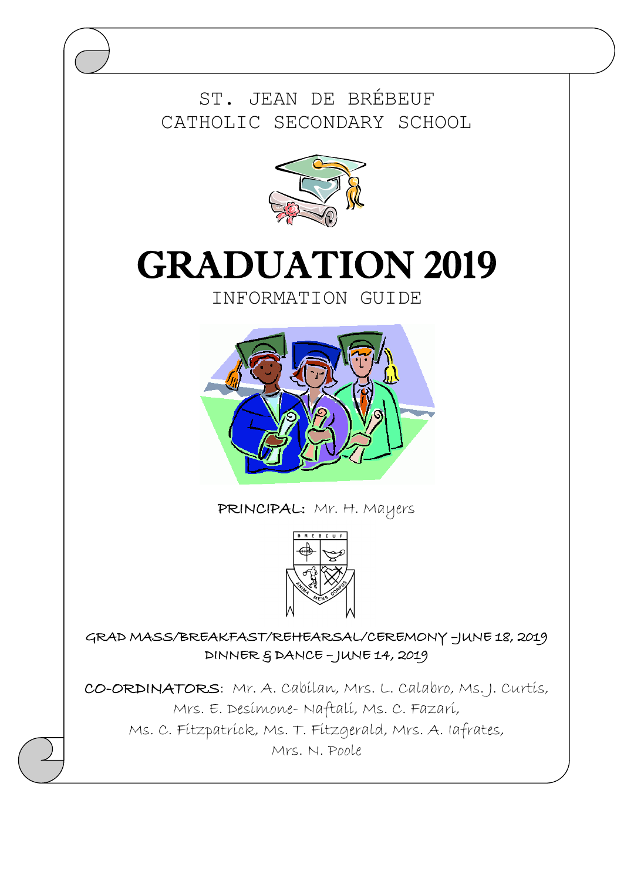ST. JEAN DE BRÉBEUF
CATHOLIC SECONDARY SCHOOL

# GRADUATION 2019

INFORMATION GUIDE

**PRINCIPAL:** Mr. H. Mayers

**GRAD MASS/BREAKFAST/REHEARSAL/CEREMONY – JUNE 18, 2019**
**DINNER & DANCE – JUNE 14, 2019**

**CO-ORDINATORS**: Mr. A. Cabilan, Mrs. L. Calabro, Ms. J. Curtis, Mrs. E. Desimone- Naftali, Ms. C. Fazari, Ms. C. Fitzpatrick, Ms. T. Fitzgerald, Mrs. A. Iafrates, Mrs. N. Poole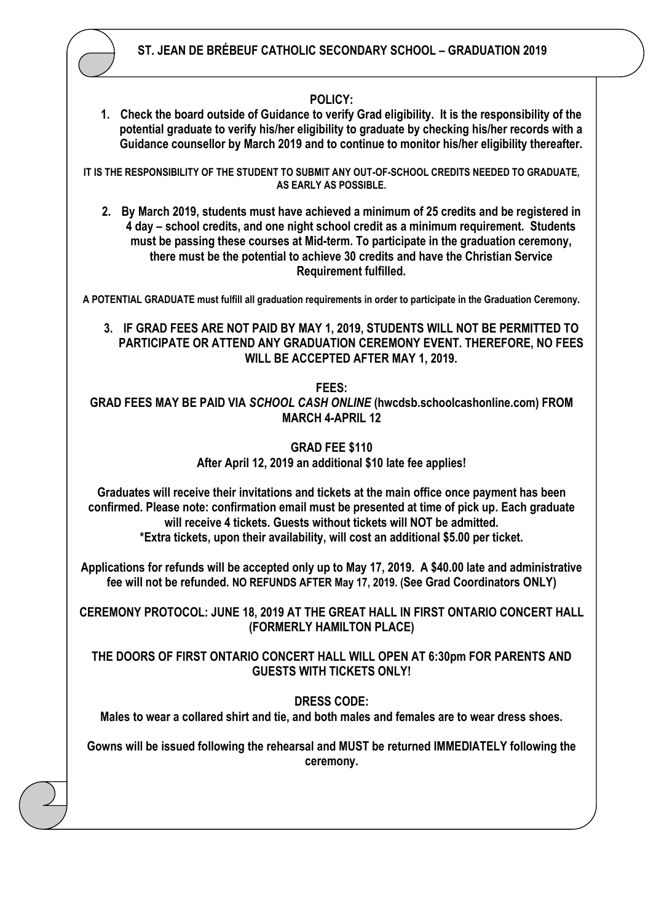# ST. JEAN DE BRÉBEUF CATHOLIC SECONDARY SCHOOL – GRADUATION 2019

## POLICY:

1. **Check the board outside of Guidance to verify Grad eligibility. It is the responsibility of the potential graduate to verify his/her eligibility to graduate by checking his/her records with a Guidance counsellor by March 2019 and to continue to monitor his/her eligibility thereafter.**

**IT IS THE RESPONSIBILITY OF THE STUDENT TO SUBMIT ANY OUT-OF-SCHOOL CREDITS NEEDED TO GRADUATE, AS EARLY AS POSSIBLE.**

2. **By March 2019, students must have achieved a minimum of 25 credits and be registered in 4 day – school credits, and one night school credit as a minimum requirement. Students must be passing these courses at Mid-term. To participate in the graduation ceremony, there must be the potential to achieve 30 credits and have the Christian Service Requirement fulfilled.**

**A POTENTIAL GRADUATE must fulfill all graduation requirements in order to participate in the Graduation Ceremony.**

3. **IF GRAD FEES ARE NOT PAID BY MAY 1, 2019, STUDENTS WILL NOT BE PERMITTED TO PARTICIPATE OR ATTEND ANY GRADUATION CEREMONY EVENT. THEREFORE, NO FEES WILL BE ACCEPTED AFTER MAY 1, 2019.**

## FEES:

**GRAD FEES MAY BE PAID VIA *SCHOOL CASH ONLINE* (hwcdsb.schoolcashonline.com) FROM MARCH 4-APRIL 12**

**GRAD FEE $110**
**After April 12, 2019 an additional $10 late fee applies!**

**Graduates will receive their invitations and tickets at the main office once payment has been confirmed. Please note: confirmation email must be presented at time of pick up. Each graduate will receive 4 tickets. Guests without tickets will NOT be admitted.**
**\*Extra tickets, upon their availability, will cost an additional $5.00 per ticket.**

**Applications for refunds will be accepted only up to May 17, 2019. A $40.00 late and administrative fee will not be refunded. NO REFUNDS AFTER May 17, 2019. (See Grad Coordinators ONLY)**

**CEREMONY PROTOCOL: JUNE 18, 2019 AT THE GREAT HALL IN FIRST ONTARIO CONCERT HALL (FORMERLY HAMILTON PLACE)**

**THE DOORS OF FIRST ONTARIO CONCERT HALL WILL OPEN AT 6:30pm FOR PARENTS AND GUESTS WITH TICKETS ONLY!**

## DRESS CODE:

**Males to wear a collared shirt and tie, and both males and females are to wear dress shoes.**

**Gowns will be issued following the rehearsal and MUST be returned IMMEDIATELY following the ceremony.**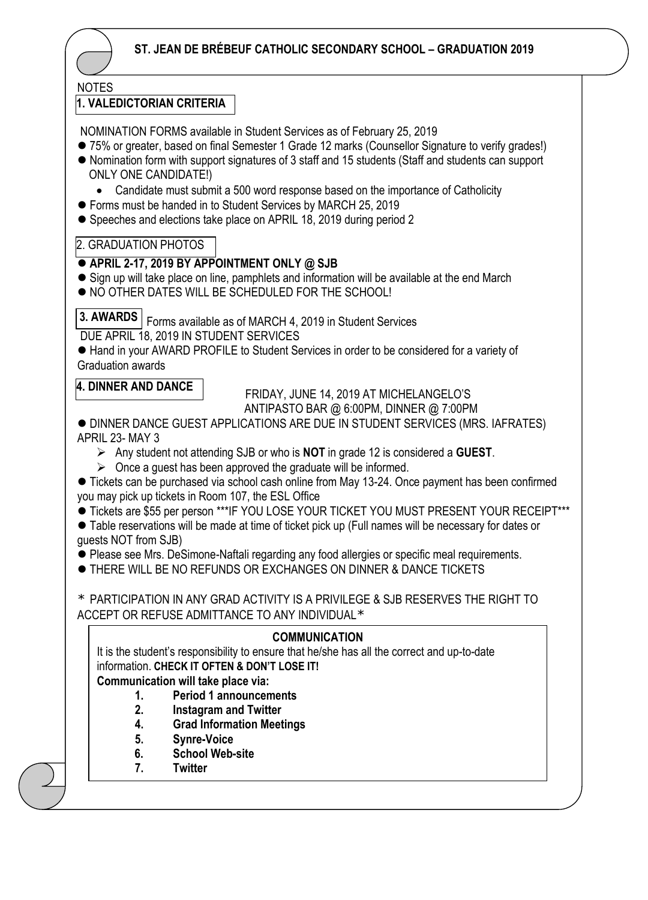# ST. JEAN DE BRÉBEUF CATHOLIC SECONDARY SCHOOL – GRADUATION 2019

NOTES

## 1. VALEDICTORIAN CRITERIA

NOMINATION FORMS available in Student Services as of February 25, 2019

- 75% or greater, based on final Semester 1 Grade 12 marks (Counsellor Signature to verify grades!)
- Nomination form with support signatures of 3 staff and 15 students (Staff and students can support ONLY ONE CANDIDATE!)
  - Candidate must submit a 500 word response based on the importance of Catholicity
- Forms must be handed in to Student Services by MARCH 25, 2019
- Speeches and elections take place on APRIL 18, 2019 during period 2

## 2. GRADUATION PHOTOS

- **APRIL 2-17, 2019 BY APPOINTMENT ONLY @ SJB**
- Sign up will take place on line, pamphlets and information will be available at the end March
- NO OTHER DATES WILL BE SCHEDULED FOR THE SCHOOL!

## 3. AWARDS

Forms available as of MARCH 4, 2019 in Student Services

DUE APRIL 18, 2019 IN STUDENT SERVICES

- Hand in your AWARD PROFILE to Student Services in order to be considered for a variety of Graduation awards

## 4. DINNER AND DANCE

FRIDAY, JUNE 14, 2019 AT MICHELANGELO'S
ANTIPASTO BAR @ 6:00PM, DINNER @ 7:00PM

- DINNER DANCE GUEST APPLICATIONS ARE DUE IN STUDENT SERVICES (MRS. IAFRATES) APRIL 23- MAY 3
  - Any student not attending SJB or who is **NOT** in grade 12 is considered a **GUEST**.
  - Once a guest has been approved the graduate will be informed.
- Tickets can be purchased via school cash online from May 13-24. Once payment has been confirmed you may pick up tickets in Room 107, the ESL Office
- Tickets are $55 per person ***IF YOU LOSE YOUR TICKET YOU MUST PRESENT YOUR RECEIPT***
- Table reservations will be made at time of ticket pick up (Full names will be necessary for dates or guests NOT from SJB)
- Please see Mrs. DeSimone-Naftali regarding any food allergies or specific meal requirements.
- THERE WILL BE NO REFUNDS OR EXCHANGES ON DINNER & DANCE TICKETS

* PARTICIPATION IN ANY GRAD ACTIVITY IS A PRIVILEGE & SJB RESERVES THE RIGHT TO ACCEPT OR REFUSE ADMITTANCE TO ANY INDIVIDUAL*

### COMMUNICATION

It is the student's responsibility to ensure that he/she has all the correct and up-to-date information. **CHECK IT OFTEN & DON'T LOSE IT!**

**Communication will take place via:**

1. **Period 1 announcements**
2. **Instagram and Twitter**
4. **Grad Information Meetings**
5. **Synre-Voice**
6. **School Web-site**
7. **Twitter**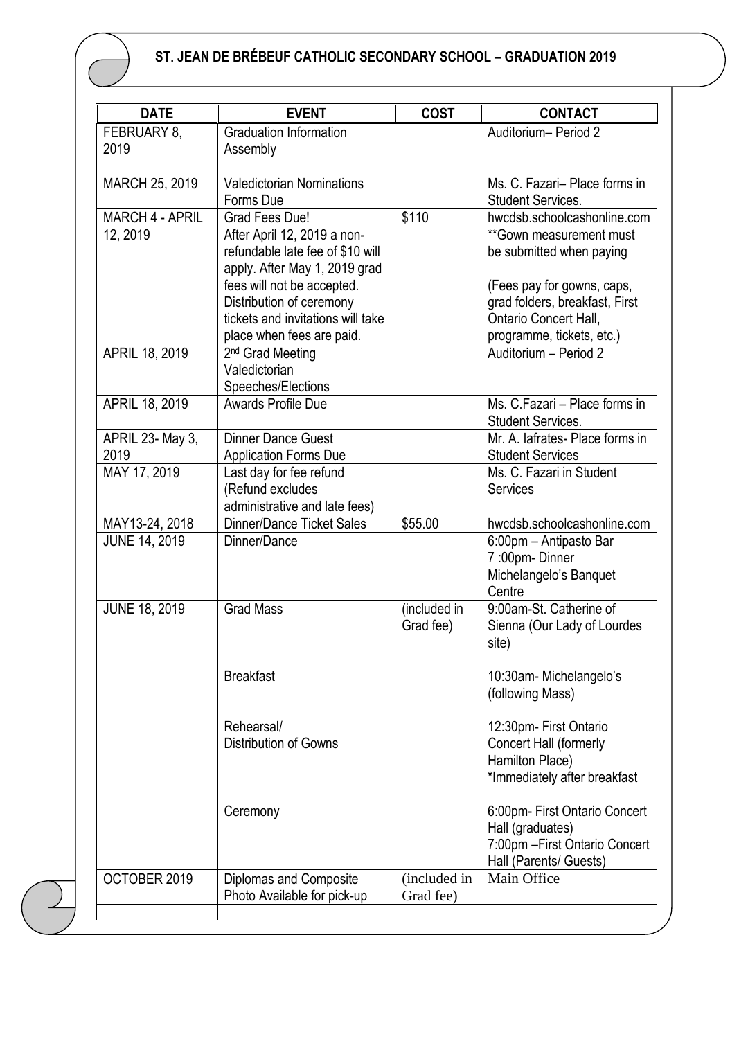## ST. JEAN DE BRÉBEUF CATHOLIC SECONDARY SCHOOL – GRADUATION 2019

| DATE | EVENT | COST | CONTACT |
|---|---|---|---|
| FEBRUARY 8, 2019 | Graduation Information Assembly | | Auditorium– Period 2 |
| MARCH 25, 2019 | Valedictorian Nominations Forms Due | | Ms. C. Fazari– Place forms in Student Services. |
| MARCH 4 - APRIL 12, 2019 | Grad Fees Due! After April 12, 2019 a non-refundable late fee of $10 will apply. After May 1, 2019 grad fees will not be accepted. Distribution of ceremony tickets and invitations will take place when fees are paid. | $110 | hwcdsb.schoolcashonline.com **Gown measurement must be submitted when paying<br><br>(Fees pay for gowns, caps, grad folders, breakfast, First Ontario Concert Hall, programme, tickets, etc.) |
| APRIL 18, 2019 | 2nd Grad Meeting Valedictorian Speeches/Elections | | Auditorium – Period 2 |
| APRIL 18, 2019 | Awards Profile Due | | Ms. C.Fazari – Place forms in Student Services. |
| APRIL 23- May 3, 2019 | Dinner Dance Guest Application Forms Due | | Mr. A. Iafrates- Place forms in Student Services |
| MAY 17, 2019 | Last day for fee refund (Refund excludes administrative and late fees) | | Ms. C. Fazari in Student Services |
| MAY13-24, 2018 | Dinner/Dance Ticket Sales | $55.00 | hwcdsb.schoolcashonline.com |
| JUNE 14, 2019 | Dinner/Dance | | 6:00pm – Antipasto Bar<br>7 :00pm- Dinner<br>Michelangelo's Banquet Centre |
| JUNE 18, 2019 | Grad Mass | (included in Grad fee) | 9:00am-St. Catherine of Sienna (Our Lady of Lourdes site) |
| | Breakfast | | 10:30am- Michelangelo's (following Mass) |
| | Rehearsal/ Distribution of Gowns | | 12:30pm- First Ontario Concert Hall (formerly Hamilton Place)<br>*Immediately after breakfast |
| | Ceremony | | 6:00pm- First Ontario Concert Hall (graduates)<br>7:00pm –First Ontario Concert Hall (Parents/ Guests) |
| OCTOBER 2019 | Diplomas and Composite Photo Available for pick-up | (included in Grad fee) | Main Office |
| | | | |